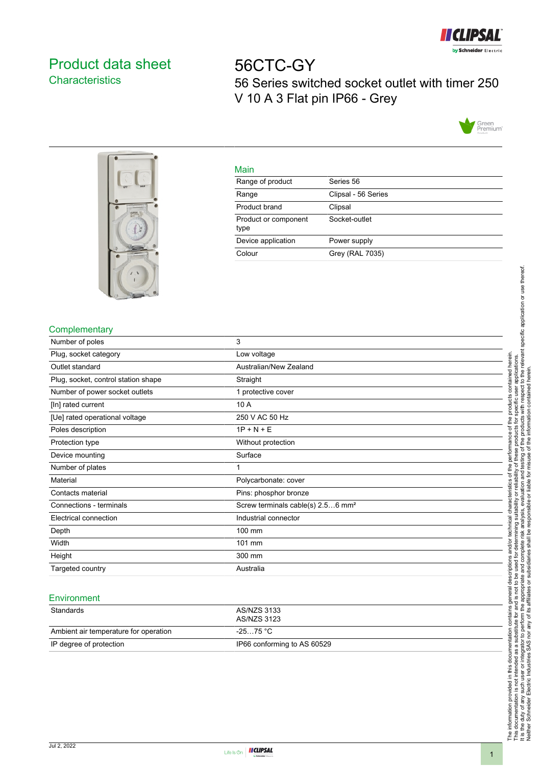# Product data sheet

## Characteristics

# 56CTC-GY

56 Series switched socket outlet with timer 250 V 10 A 3 Flat pin IP66 - Grey

## Main

| | |
|---|---|
| Range of product | Series 56 |
| Range | Clipsal - 56 Series |
| Product brand | Clipsal |
| Product or component type | Socket-outlet |
| Device application | Power supply |
| Colour | Grey (RAL 7035) |

## Complementary

| | |
|---|---|
| Number of poles | 3 |
| Plug, socket category | Low voltage |
| Outlet standard | Australian/New Zealand |
| Plug, socket, control station shape | Straight |
| Number of power socket outlets | 1 protective cover |
| [In] rated current | 10 A |
| [Ue] rated operational voltage | 250 V AC 50 Hz |
| Poles description | 1P + N + E |
| Protection type | Without protection |
| Device mounting | Surface |
| Number of plates | 1 |
| Material | Polycarbonate: cover |
| Contacts material | Pins: phosphor bronze |
| Connections - terminals | Screw terminals cable(s) 2.5…6 mm² |
| Electrical connection | Industrial connector |
| Depth | 100 mm |
| Width | 101 mm |
| Height | 300 mm |
| Targeted country | Australia |

## Environment

| | |
|---|---|
| Standards | AS/NZS 3133<br>AS/NZS 3123 |
| Ambient air temperature for operation | -25…75 °C |
| IP degree of protection | IP66 conforming to AS 60529 |

The information provided in this documentation contains general descriptions and/or technical characteristics of the performance of the products contained herein.
This documentation is not intended as a substitute for and is not to be used for determining suitability or reliability of these products for specific user applications.
It is the duty of any such user or integrator to perform the appropriate and complete risk analysis, evaluation and testing of the products with respect to the relevant specific application or use thereof.
Neither Schneider Electric Industries SAS nor any of its affiliates or subsidiaries shall be responsible or liable for misuse of the information contained herein.

Jul 2, 2022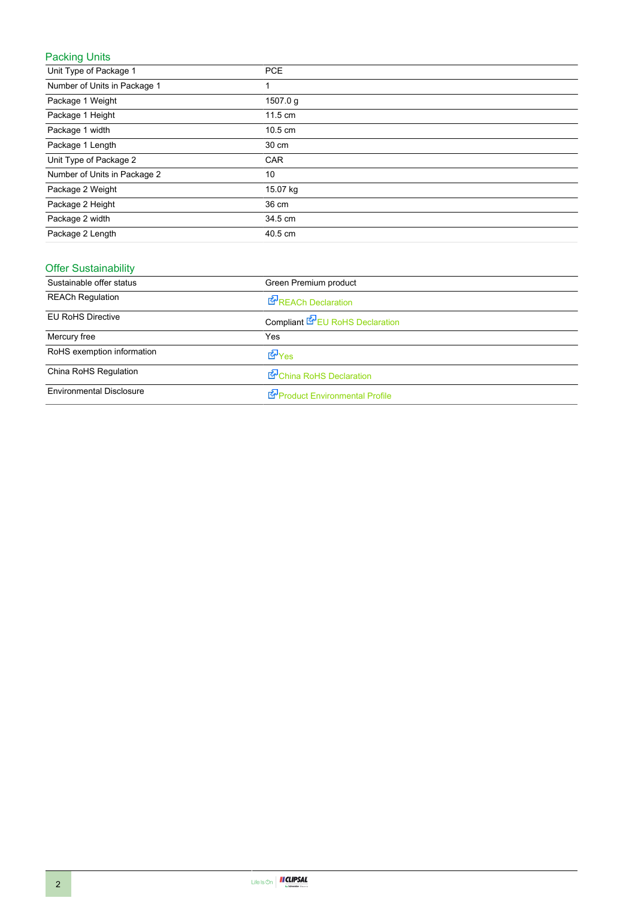## Packing Units

| | |
|---|---|
| Unit Type of Package 1 | PCE |
| Number of Units in Package 1 | 1 |
| Package 1 Weight | 1507.0 g |
| Package 1 Height | 11.5 cm |
| Package 1 width | 10.5 cm |
| Package 1 Length | 30 cm |
| Unit Type of Package 2 | CAR |
| Number of Units in Package 2 | 10 |
| Package 2 Weight | 15.07 kg |
| Package 2 Height | 36 cm |
| Package 2 width | 34.5 cm |
| Package 2 Length | 40.5 cm |

## Offer Sustainability

| | |
|---|---|
| Sustainable offer status | Green Premium product |
| REACh Regulation | REACh Declaration |
| EU RoHS Directive | Compliant EU RoHS Declaration |
| Mercury free | Yes |
| RoHS exemption information | Yes |
| China RoHS Regulation | China RoHS Declaration |
| Environmental Disclosure | Product Environmental Profile |